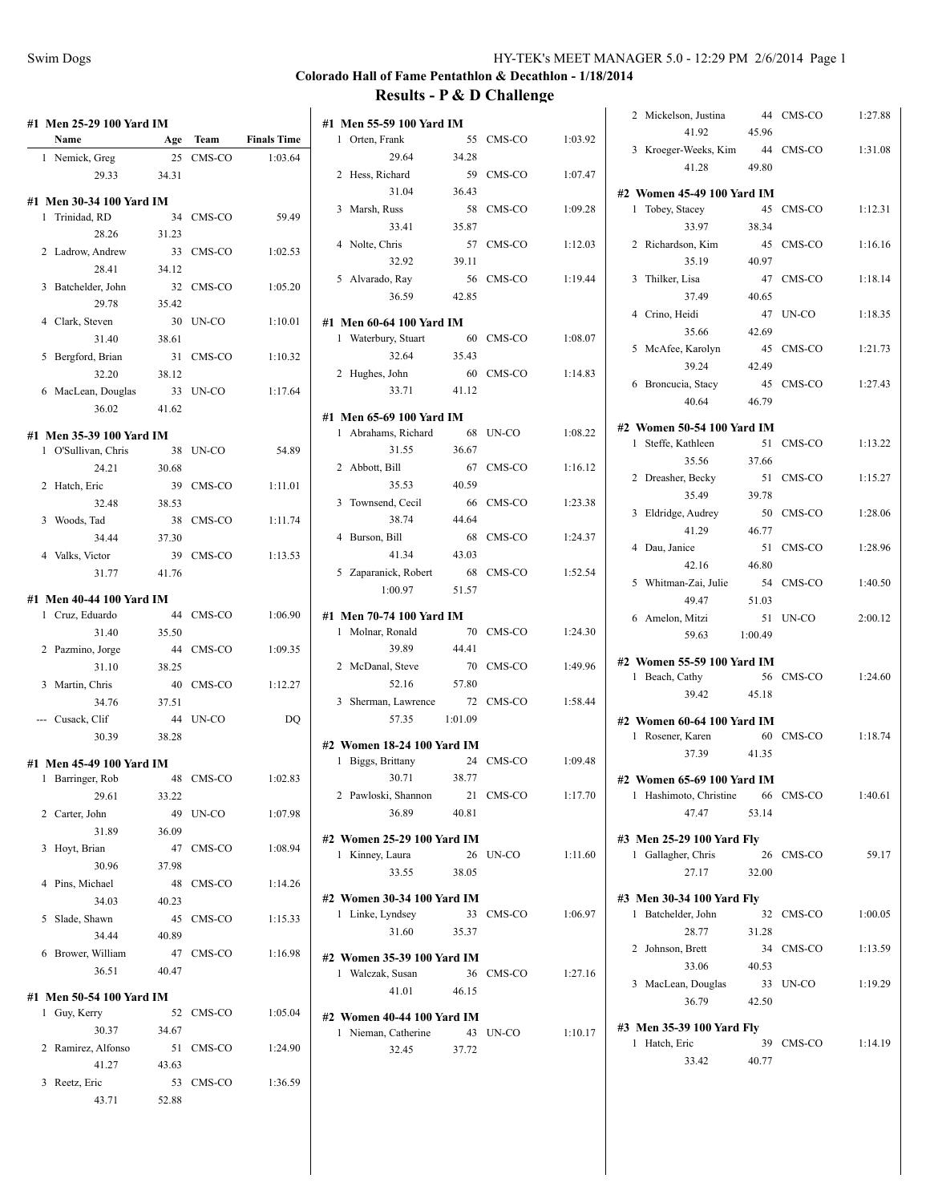## Colorado Hall of Fame Pentathlon & Decathlon - 1/18/2014

## Results - P & D Challenge

### #1 Men 25-29 100 Yard IM

| | Name | Age | Team | Finals Time |
|---|---|---|---|---|
| 1 | Nemick, Greg | 25 | CMS-CO | 1:03.64 |
| | 29.33 | 34.31 | | |

### #1 Men 30-34 100 Yard IM

| | Name | Age | Team | Finals Time |
|---|---|---|---|---|
| 1 | Trinidad, RD | 34 | CMS-CO | 59.49 |
| | 28.26 | 31.23 | | |
| 2 | Ladrow, Andrew | 33 | CMS-CO | 1:02.53 |
| | 28.41 | 34.12 | | |
| 3 | Batchelder, John | 32 | CMS-CO | 1:05.20 |
| | 29.78 | 35.42 | | |
| 4 | Clark, Steven | 30 | UN-CO | 1:10.01 |
| | 31.40 | 38.61 | | |
| 5 | Bergford, Brian | 31 | CMS-CO | 1:10.32 |
| | 32.20 | 38.12 | | |
| 6 | MacLean, Douglas | 33 | UN-CO | 1:17.64 |
| | 36.02 | 41.62 | | |

### #1 Men 35-39 100 Yard IM

| | Name | Age | Team | Finals Time |
|---|---|---|---|---|
| 1 | O'Sullivan, Chris | 38 | UN-CO | 54.89 |
| | 24.21 | 30.68 | | |
| 2 | Hatch, Eric | 39 | CMS-CO | 1:11.01 |
| | 32.48 | 38.53 | | |
| 3 | Woods, Tad | 38 | CMS-CO | 1:11.74 |
| | 34.44 | 37.30 | | |
| 4 | Valks, Victor | 39 | CMS-CO | 1:13.53 |
| | 31.77 | 41.76 | | |

### #1 Men 40-44 100 Yard IM

| | Name | Age | Team | Finals Time |
|---|---|---|---|---|
| 1 | Cruz, Eduardo | 44 | CMS-CO | 1:06.90 |
| | 31.40 | 35.50 | | |
| 2 | Pazmino, Jorge | 44 | CMS-CO | 1:09.35 |
| | 31.10 | 38.25 | | |
| 3 | Martin, Chris | 40 | CMS-CO | 1:12.27 |
| | 34.76 | 37.51 | | |
| --- | Cusack, Clif | 44 | UN-CO | DQ |
| | 30.39 | 38.28 | | |

### #1 Men 45-49 100 Yard IM

| | Name | Age | Team | Finals Time |
|---|---|---|---|---|
| 1 | Barringer, Rob | 48 | CMS-CO | 1:02.83 |
| | 29.61 | 33.22 | | |
| 2 | Carter, John | 49 | UN-CO | 1:07.98 |
| | 31.89 | 36.09 | | |
| 3 | Hoyt, Brian | 47 | CMS-CO | 1:08.94 |
| | 30.96 | 37.98 | | |
| 4 | Pins, Michael | 48 | CMS-CO | 1:14.26 |
| | 34.03 | 40.23 | | |
| 5 | Slade, Shawn | 45 | CMS-CO | 1:15.33 |
| | 34.44 | 40.89 | | |
| 6 | Brower, William | 47 | CMS-CO | 1:16.98 |
| | 36.51 | 40.47 | | |

### #1 Men 50-54 100 Yard IM

| | Name | Age | Team | Finals Time |
|---|---|---|---|---|
| 1 | Guy, Kerry | 52 | CMS-CO | 1:05.04 |
| | 30.37 | 34.67 | | |
| 2 | Ramirez, Alfonso | 51 | CMS-CO | 1:24.90 |
| | 41.27 | 43.63 | | |
| 3 | Reetz, Eric | 53 | CMS-CO | 1:36.59 |
| | 43.71 | 52.88 | | |

### #1 Men 55-59 100 Yard IM

| | Name | Age | Team | Finals Time |
|---|---|---|---|---|
| 1 | Orten, Frank | 55 | CMS-CO | 1:03.92 |
| | 29.64 | 34.28 | | |
| 2 | Hess, Richard | 59 | CMS-CO | 1:07.47 |
| | 31.04 | 36.43 | | |
| 3 | Marsh, Russ | 58 | CMS-CO | 1:09.28 |
| | 33.41 | 35.87 | | |
| 4 | Nolte, Chris | 57 | CMS-CO | 1:12.03 |
| | 32.92 | 39.11 | | |
| 5 | Alvarado, Ray | 56 | CMS-CO | 1:19.44 |
| | 36.59 | 42.85 | | |

### #1 Men 60-64 100 Yard IM

| | Name | Age | Team | Finals Time |
|---|---|---|---|---|
| 1 | Waterbury, Stuart | 60 | CMS-CO | 1:08.07 |
| | 32.64 | 35.43 | | |
| 2 | Hughes, John | 60 | CMS-CO | 1:14.83 |
| | 33.71 | 41.12 | | |

### #1 Men 65-69 100 Yard IM

| | Name | Age | Team | Finals Time |
|---|---|---|---|---|
| 1 | Abrahams, Richard | 68 | UN-CO | 1:08.22 |
| | 31.55 | 36.67 | | |
| 2 | Abbott, Bill | 67 | CMS-CO | 1:16.12 |
| | 35.53 | 40.59 | | |
| 3 | Townsend, Cecil | 66 | CMS-CO | 1:23.38 |
| | 38.74 | 44.64 | | |
| 4 | Burson, Bill | 68 | CMS-CO | 1:24.37 |
| | 41.34 | 43.03 | | |
| 5 | Zaparanick, Robert | 68 | CMS-CO | 1:52.54 |
| | 1:00.97 | 51.57 | | |

### #1 Men 70-74 100 Yard IM

| | Name | Age | Team | Finals Time |
|---|---|---|---|---|
| 1 | Molnar, Ronald | 70 | CMS-CO | 1:24.30 |
| | 39.89 | 44.41 | | |
| 2 | McDanal, Steve | 70 | CMS-CO | 1:49.96 |
| | 52.16 | 57.80 | | |
| 3 | Sherman, Lawrence | 72 | CMS-CO | 1:58.44 |
| | 57.35 | 1:01.09 | | |

### #2 Women 18-24 100 Yard IM

| | Name | Age | Team | Finals Time |
|---|---|---|---|---|
| 1 | Biggs, Brittany | 24 | CMS-CO | 1:09.48 |
| | 30.71 | 38.77 | | |
| 2 | Pawloski, Shannon | 21 | CMS-CO | 1:17.70 |
| | 36.89 | 40.81 | | |

### #2 Women 25-29 100 Yard IM

| | Name | Age | Team | Finals Time |
|---|---|---|---|---|
| 1 | Kinney, Laura | 26 | UN-CO | 1:11.60 |
| | 33.55 | 38.05 | | |

### #2 Women 30-34 100 Yard IM

| | Name | Age | Team | Finals Time |
|---|---|---|---|---|
| 1 | Linke, Lyndsey | 33 | CMS-CO | 1:06.97 |
| | 31.60 | 35.37 | | |

### #2 Women 35-39 100 Yard IM

| | Name | Age | Team | Finals Time |
|---|---|---|---|---|
| 1 | Walczak, Susan | 36 | CMS-CO | 1:27.16 |
| | 41.01 | 46.15 | | |

### #2 Women 40-44 100 Yard IM

| | Name | Age | Team | Finals Time |
|---|---|---|---|---|
| 1 | Nieman, Catherine | 43 | UN-CO | 1:10.17 |
| | 32.45 | 37.72 | | |
| 2 | Mickelson, Justina | 44 | CMS-CO | 1:27.88 |
| | 41.92 | 45.96 | | |
| 3 | Kroeger-Weeks, Kim | 44 | CMS-CO | 1:31.08 |
| | 41.28 | 49.80 | | |

### #2 Women 45-49 100 Yard IM

| | Name | Age | Team | Finals Time |
|---|---|---|---|---|
| 1 | Tobey, Stacey | 45 | CMS-CO | 1:12.31 |
| | 33.97 | 38.34 | | |
| 2 | Richardson, Kim | 45 | CMS-CO | 1:16.16 |
| | 35.19 | 40.97 | | |
| 3 | Thilker, Lisa | 47 | CMS-CO | 1:18.14 |
| | 37.49 | 40.65 | | |
| 4 | Crino, Heidi | 47 | UN-CO | 1:18.35 |
| | 35.66 | 42.69 | | |
| 5 | McAfee, Karolyn | 45 | CMS-CO | 1:21.73 |
| | 39.24 | 42.49 | | |
| 6 | Broncucia, Stacy | 45 | CMS-CO | 1:27.43 |
| | 40.64 | 46.79 | | |

### #2 Women 50-54 100 Yard IM

| | Name | Age | Team | Finals Time |
|---|---|---|---|---|
| 1 | Steffe, Kathleen | 51 | CMS-CO | 1:13.22 |
| | 35.56 | 37.66 | | |
| 2 | Dreasher, Becky | 51 | CMS-CO | 1:15.27 |
| | 35.49 | 39.78 | | |
| 3 | Eldridge, Audrey | 50 | CMS-CO | 1:28.06 |
| | 41.29 | 46.77 | | |
| 4 | Dau, Janice | 51 | CMS-CO | 1:28.96 |
| | 42.16 | 46.80 | | |
| 5 | Whitman-Zai, Julie | 54 | CMS-CO | 1:40.50 |
| | 49.47 | 51.03 | | |
| 6 | Amelon, Mitzi | 51 | UN-CO | 2:00.12 |
| | 59.63 | 1:00.49 | | |

### #2 Women 55-59 100 Yard IM

| | Name | Age | Team | Finals Time |
|---|---|---|---|---|
| 1 | Beach, Cathy | 56 | CMS-CO | 1:24.60 |
| | 39.42 | 45.18 | | |

### #2 Women 60-64 100 Yard IM

| | Name | Age | Team | Finals Time |
|---|---|---|---|---|
| 1 | Rosener, Karen | 60 | CMS-CO | 1:18.74 |
| | 37.39 | 41.35 | | |

### #2 Women 65-69 100 Yard IM

| | Name | Age | Team | Finals Time |
|---|---|---|---|---|
| 1 | Hashimoto, Christine | 66 | CMS-CO | 1:40.61 |
| | 47.47 | 53.14 | | |

### #3 Men 25-29 100 Yard Fly

| | Name | Age | Team | Finals Time |
|---|---|---|---|---|
| 1 | Gallagher, Chris | 26 | CMS-CO | 59.17 |
| | 27.17 | 32.00 | | |

### #3 Men 30-34 100 Yard Fly

| | Name | Age | Team | Finals Time |
|---|---|---|---|---|
| 1 | Batchelder, John | 32 | CMS-CO | 1:00.05 |
| | 28.77 | 31.28 | | |
| 2 | Johnson, Brett | 34 | CMS-CO | 1:13.59 |
| | 33.06 | 40.53 | | |
| 3 | MacLean, Douglas | 33 | UN-CO | 1:19.29 |
| | 36.79 | 42.50 | | |

### #3 Men 35-39 100 Yard Fly

| | Name | Age | Team | Finals Time |
|---|---|---|---|---|
| 1 | Hatch, Eric | 39 | CMS-CO | 1:14.19 |
| | 33.42 | 40.77 | | |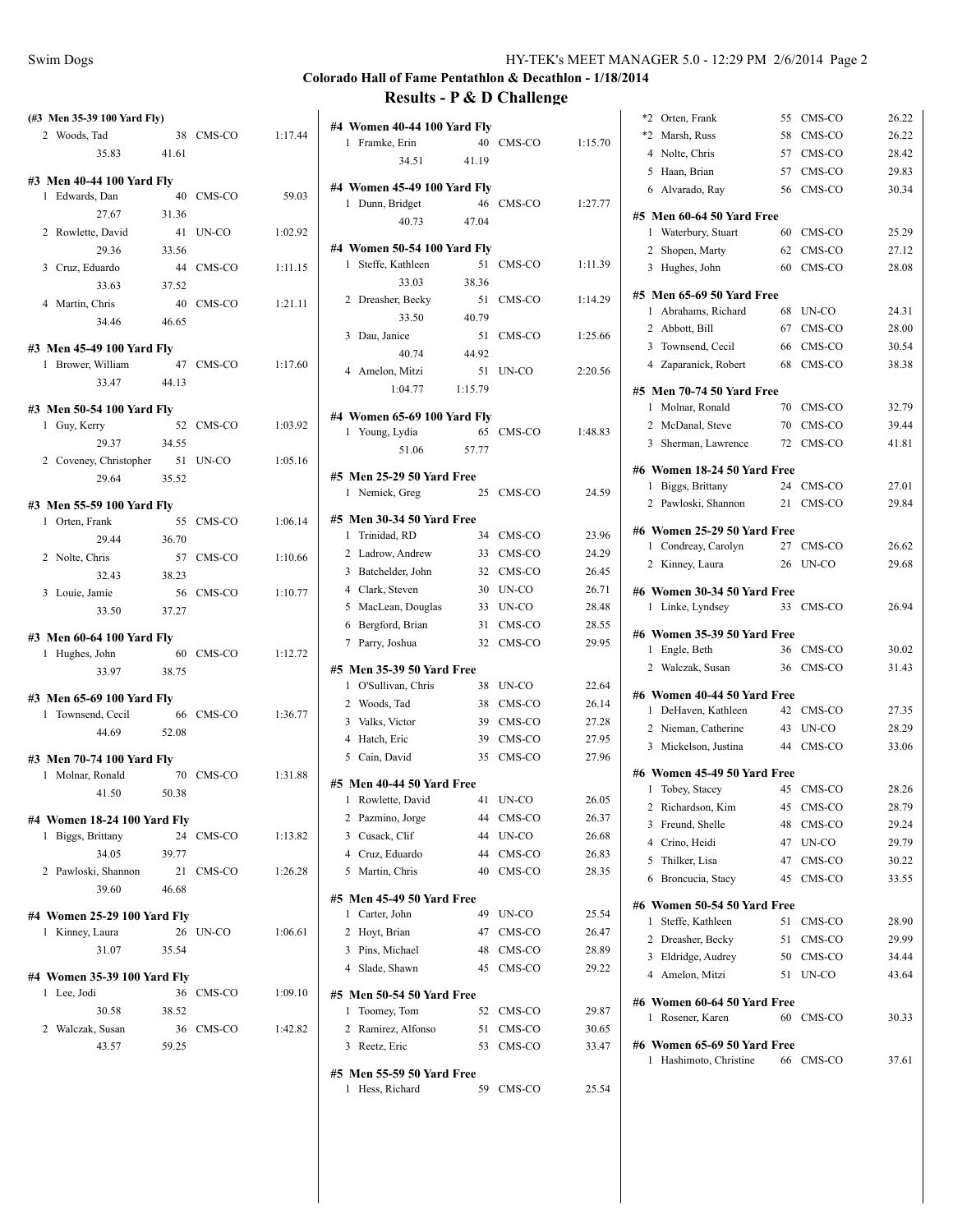## Colorado Hall of Fame Pentathlon & Decathlon - 1/18/2014

### Results - P & D Challenge

**(#3 Men 35-39 100 Yard Fly)**

| Place | Name | Age | Team | Time |
|---|---|---|---|---|
| 2 | Woods, Tad | 38 | CMS-CO | 1:17.44 |
| | 35.83 | 41.61 | | |

**#3 Men 40-44 100 Yard Fly**

| Place | Name | Age | Team | Time |
|---|---|---|---|---|
| 1 | Edwards, Dan | 40 | CMS-CO | 59.03 |
| | 27.67 | 31.36 | | |
| 2 | Rowlette, David | 41 | UN-CO | 1:02.92 |
| | 29.36 | 33.56 | | |
| 3 | Cruz, Eduardo | 44 | CMS-CO | 1:11.15 |
| | 33.63 | 37.52 | | |
| 4 | Martin, Chris | 40 | CMS-CO | 1:21.11 |
| | 34.46 | 46.65 | | |

**#3 Men 45-49 100 Yard Fly**

| Place | Name | Age | Team | Time |
|---|---|---|---|---|
| 1 | Brower, William | 47 | CMS-CO | 1:17.60 |
| | 33.47 | 44.13 | | |

**#3 Men 50-54 100 Yard Fly**

| Place | Name | Age | Team | Time |
|---|---|---|---|---|
| 1 | Guy, Kerry | 52 | CMS-CO | 1:03.92 |
| | 29.37 | 34.55 | | |
| 2 | Coveney, Christopher | 51 | UN-CO | 1:05.16 |
| | 29.64 | 35.52 | | |

**#3 Men 55-59 100 Yard Fly**

| Place | Name | Age | Team | Time |
|---|---|---|---|---|
| 1 | Orten, Frank | 55 | CMS-CO | 1:06.14 |
| | 29.44 | 36.70 | | |
| 2 | Nolte, Chris | 57 | CMS-CO | 1:10.66 |
| | 32.43 | 38.23 | | |
| 3 | Louie, Jamie | 56 | CMS-CO | 1:10.77 |
| | 33.50 | 37.27 | | |

**#3 Men 60-64 100 Yard Fly**

| Place | Name | Age | Team | Time |
|---|---|---|---|---|
| 1 | Hughes, John | 60 | CMS-CO | 1:12.72 |
| | 33.97 | 38.75 | | |

**#3 Men 65-69 100 Yard Fly**

| Place | Name | Age | Team | Time |
|---|---|---|---|---|
| 1 | Townsend, Cecil | 66 | CMS-CO | 1:36.77 |
| | 44.69 | 52.08 | | |

**#3 Men 70-74 100 Yard Fly**

| Place | Name | Age | Team | Time |
|---|---|---|---|---|
| 1 | Molnar, Ronald | 70 | CMS-CO | 1:31.88 |
| | 41.50 | 50.38 | | |

**#4 Women 18-24 100 Yard Fly**

| Place | Name | Age | Team | Time |
|---|---|---|---|---|
| 1 | Biggs, Brittany | 24 | CMS-CO | 1:13.82 |
| | 34.05 | 39.77 | | |
| 2 | Pawloski, Shannon | 21 | CMS-CO | 1:26.28 |
| | 39.60 | 46.68 | | |

**#4 Women 25-29 100 Yard Fly**

| Place | Name | Age | Team | Time |
|---|---|---|---|---|
| 1 | Kinney, Laura | 26 | UN-CO | 1:06.61 |
| | 31.07 | 35.54 | | |

**#4 Women 35-39 100 Yard Fly**

| Place | Name | Age | Team | Time |
|---|---|---|---|---|
| 1 | Lee, Jodi | 36 | CMS-CO | 1:09.10 |
| | 30.58 | 38.52 | | |
| 2 | Walczak, Susan | 36 | CMS-CO | 1:42.82 |
| | 43.57 | 59.25 | | |

**#4 Women 40-44 100 Yard Fly**

| Place | Name | Age | Team | Time |
|---|---|---|---|---|
| 1 | Framke, Erin | 40 | CMS-CO | 1:15.70 |
| | 34.51 | 41.19 | | |

**#4 Women 45-49 100 Yard Fly**

| Place | Name | Age | Team | Time |
|---|---|---|---|---|
| 1 | Dunn, Bridget | 46 | CMS-CO | 1:27.77 |
| | 40.73 | 47.04 | | |

**#4 Women 50-54 100 Yard Fly**

| Place | Name | Age | Team | Time |
|---|---|---|---|---|
| 1 | Steffe, Kathleen | 51 | CMS-CO | 1:11.39 |
| | 33.03 | 38.36 | | |
| 2 | Dreasher, Becky | 51 | CMS-CO | 1:14.29 |
| | 33.50 | 40.79 | | |
| 3 | Dau, Janice | 51 | CMS-CO | 1:25.66 |
| | 40.74 | 44.92 | | |
| 4 | Amelon, Mitzi | 51 | UN-CO | 2:20.56 |
| | 1:04.77 | 1:15.79 | | |

**#4 Women 65-69 100 Yard Fly**

| Place | Name | Age | Team | Time |
|---|---|---|---|---|
| 1 | Young, Lydia | 65 | CMS-CO | 1:48.83 |
| | 51.06 | 57.77 | | |

**#5 Men 25-29 50 Yard Free**

| Place | Name | Age | Team | Time |
|---|---|---|---|---|
| 1 | Nemick, Greg | 25 | CMS-CO | 24.59 |

**#5 Men 30-34 50 Yard Free**

| Place | Name | Age | Team | Time |
|---|---|---|---|---|
| 1 | Trinidad, RD | 34 | CMS-CO | 23.96 |
| 2 | Ladrow, Andrew | 33 | CMS-CO | 24.29 |
| 3 | Batchelder, John | 32 | CMS-CO | 26.45 |
| 4 | Clark, Steven | 30 | UN-CO | 26.71 |
| 5 | MacLean, Douglas | 33 | UN-CO | 28.48 |
| 6 | Bergford, Brian | 31 | CMS-CO | 28.55 |
| 7 | Parry, Joshua | 32 | CMS-CO | 29.95 |

**#5 Men 35-39 50 Yard Free**

| Place | Name | Age | Team | Time |
|---|---|---|---|---|
| 1 | O'Sullivan, Chris | 38 | UN-CO | 22.64 |
| 2 | Woods, Tad | 38 | CMS-CO | 26.14 |
| 3 | Valks, Victor | 39 | CMS-CO | 27.28 |
| 4 | Hatch, Eric | 39 | CMS-CO | 27.95 |
| 5 | Cain, David | 35 | CMS-CO | 27.96 |

**#5 Men 40-44 50 Yard Free**

| Place | Name | Age | Team | Time |
|---|---|---|---|---|
| 1 | Rowlette, David | 41 | UN-CO | 26.05 |
| 2 | Pazmino, Jorge | 44 | CMS-CO | 26.37 |
| 3 | Cusack, Clif | 44 | UN-CO | 26.68 |
| 4 | Cruz, Eduardo | 44 | CMS-CO | 26.83 |
| 5 | Martin, Chris | 40 | CMS-CO | 28.35 |

**#5 Men 45-49 50 Yard Free**

| Place | Name | Age | Team | Time |
|---|---|---|---|---|
| 1 | Carter, John | 49 | UN-CO | 25.54 |
| 2 | Hoyt, Brian | 47 | CMS-CO | 26.47 |
| 3 | Pins, Michael | 48 | CMS-CO | 28.89 |
| 4 | Slade, Shawn | 45 | CMS-CO | 29.22 |

**#5 Men 50-54 50 Yard Free**

| Place | Name | Age | Team | Time |
|---|---|---|---|---|
| 1 | Toomey, Tom | 52 | CMS-CO | 29.87 |
| 2 | Ramirez, Alfonso | 51 | CMS-CO | 30.65 |
| 3 | Reetz, Eric | 53 | CMS-CO | 33.47 |

**#5 Men 55-59 50 Yard Free**

| Place | Name | Age | Team | Time |
|---|---|---|---|---|
| 1 | Hess, Richard | 59 | CMS-CO | 25.54 |
| *2 | Orten, Frank | 55 | CMS-CO | 26.22 |
| *2 | Marsh, Russ | 58 | CMS-CO | 26.22 |
| 4 | Nolte, Chris | 57 | CMS-CO | 28.42 |
| 5 | Haan, Brian | 57 | CMS-CO | 29.83 |
| 6 | Alvarado, Ray | 56 | CMS-CO | 30.34 |

**#5 Men 60-64 50 Yard Free**

| Place | Name | Age | Team | Time |
|---|---|---|---|---|
| 1 | Waterbury, Stuart | 60 | CMS-CO | 25.29 |
| 2 | Shopen, Marty | 62 | CMS-CO | 27.12 |
| 3 | Hughes, John | 60 | CMS-CO | 28.08 |

**#5 Men 65-69 50 Yard Free**

| Place | Name | Age | Team | Time |
|---|---|---|---|---|
| 1 | Abrahams, Richard | 68 | UN-CO | 24.31 |
| 2 | Abbott, Bill | 67 | CMS-CO | 28.00 |
| 3 | Townsend, Cecil | 66 | CMS-CO | 30.54 |
| 4 | Zaparanick, Robert | 68 | CMS-CO | 38.38 |

**#5 Men 70-74 50 Yard Free**

| Place | Name | Age | Team | Time |
|---|---|---|---|---|
| 1 | Molnar, Ronald | 70 | CMS-CO | 32.79 |
| 2 | McDanal, Steve | 70 | CMS-CO | 39.44 |
| 3 | Sherman, Lawrence | 72 | CMS-CO | 41.81 |

**#6 Women 18-24 50 Yard Free**

| Place | Name | Age | Team | Time |
|---|---|---|---|---|
| 1 | Biggs, Brittany | 24 | CMS-CO | 27.01 |
| 2 | Pawloski, Shannon | 21 | CMS-CO | 29.84 |

**#6 Women 25-29 50 Yard Free**

| Place | Name | Age | Team | Time |
|---|---|---|---|---|
| 1 | Condreay, Carolyn | 27 | CMS-CO | 26.62 |
| 2 | Kinney, Laura | 26 | UN-CO | 29.68 |

**#6 Women 30-34 50 Yard Free**

| Place | Name | Age | Team | Time |
|---|---|---|---|---|
| 1 | Linke, Lyndsey | 33 | CMS-CO | 26.94 |

**#6 Women 35-39 50 Yard Free**

| Place | Name | Age | Team | Time |
|---|---|---|---|---|
| 1 | Engle, Beth | 36 | CMS-CO | 30.02 |
| 2 | Walczak, Susan | 36 | CMS-CO | 31.43 |

**#6 Women 40-44 50 Yard Free**

| Place | Name | Age | Team | Time |
|---|---|---|---|---|
| 1 | DeHaven, Kathleen | 42 | CMS-CO | 27.35 |
| 2 | Nieman, Catherine | 43 | UN-CO | 28.29 |
| 3 | Mickelson, Justina | 44 | CMS-CO | 33.06 |

**#6 Women 45-49 50 Yard Free**

| Place | Name | Age | Team | Time |
|---|---|---|---|---|
| 1 | Tobey, Stacey | 45 | CMS-CO | 28.26 |
| 2 | Richardson, Kim | 45 | CMS-CO | 28.79 |
| 3 | Freund, Shelle | 48 | CMS-CO | 29.24 |
| 4 | Crino, Heidi | 47 | UN-CO | 29.79 |
| 5 | Thilker, Lisa | 47 | CMS-CO | 30.22 |
| 6 | Broncucia, Stacy | 45 | CMS-CO | 33.55 |

**#6 Women 50-54 50 Yard Free**

| Place | Name | Age | Team | Time |
|---|---|---|---|---|
| 1 | Steffe, Kathleen | 51 | CMS-CO | 28.90 |
| 2 | Dreasher, Becky | 51 | CMS-CO | 29.99 |
| 3 | Eldridge, Audrey | 50 | CMS-CO | 34.44 |
| 4 | Amelon, Mitzi | 51 | UN-CO | 43.64 |

**#6 Women 60-64 50 Yard Free**

| Place | Name | Age | Team | Time |
|---|---|---|---|---|
| 1 | Rosener, Karen | 60 | CMS-CO | 30.33 |

**#6 Women 65-69 50 Yard Free**

| Place | Name | Age | Team | Time |
|---|---|---|---|---|
| 1 | Hashimoto, Christine | 66 | CMS-CO | 37.61 |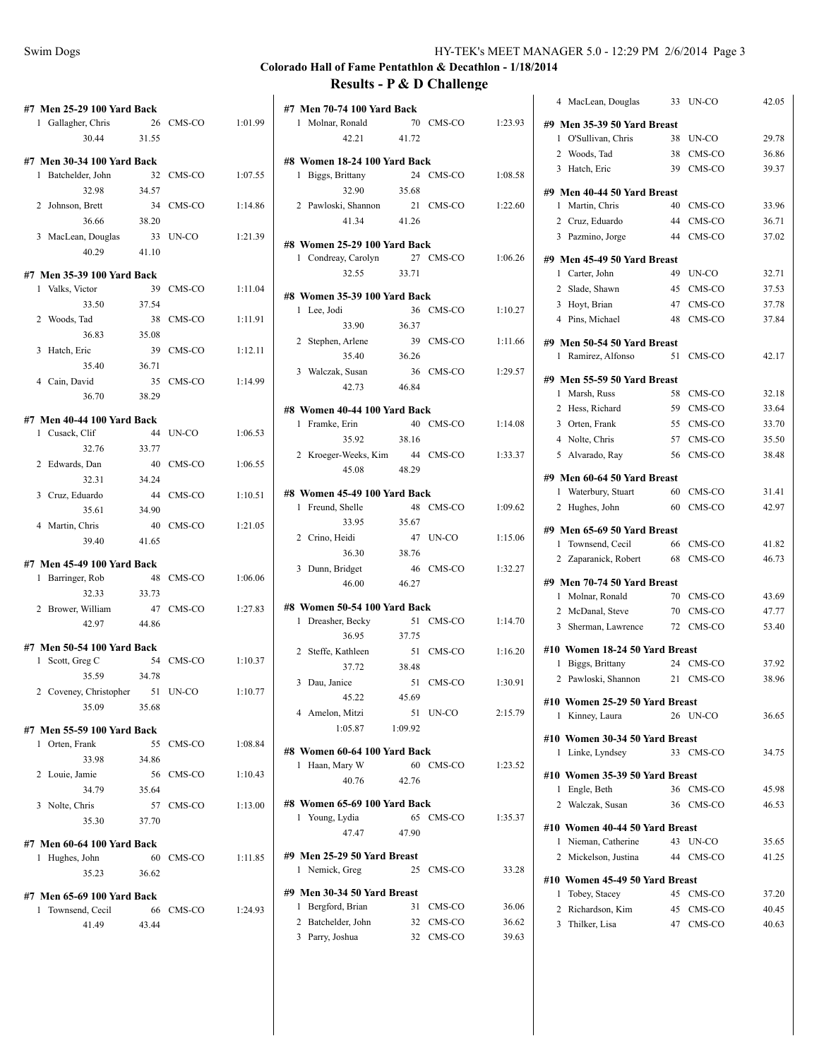## Colorado Hall of Fame Pentathlon & Decathlon - 1/18/2014

## Results - P & D Challenge

**#7 Men 25-29 100 Yard Back**

| | Name | Age | Team | Time |
|---|---|---|---|---|
| 1 | Gallagher, Chris | 26 | CMS-CO | 1:01.99 |
| | 30.44 | 31.55 | | |

**#7 Men 30-34 100 Yard Back**

| | Name | Age | Team | Time |
|---|---|---|---|---|
| 1 | Batchelder, John | 32 | CMS-CO | 1:07.55 |
| | 32.98 | 34.57 | | |
| 2 | Johnson, Brett | 34 | CMS-CO | 1:14.86 |
| | 36.66 | 38.20 | | |
| 3 | MacLean, Douglas | 33 | UN-CO | 1:21.39 |
| | 40.29 | 41.10 | | |

**#7 Men 35-39 100 Yard Back**

| | Name | Age | Team | Time |
|---|---|---|---|---|
| 1 | Valks, Victor | 39 | CMS-CO | 1:11.04 |
| | 33.50 | 37.54 | | |
| 2 | Woods, Tad | 38 | CMS-CO | 1:11.91 |
| | 36.83 | 35.08 | | |
| 3 | Hatch, Eric | 39 | CMS-CO | 1:12.11 |
| | 35.40 | 36.71 | | |
| 4 | Cain, David | 35 | CMS-CO | 1:14.99 |
| | 36.70 | 38.29 | | |

**#7 Men 40-44 100 Yard Back**

| | Name | Age | Team | Time |
|---|---|---|---|---|
| 1 | Cusack, Clif | 44 | UN-CO | 1:06.53 |
| | 32.76 | 33.77 | | |
| 2 | Edwards, Dan | 40 | CMS-CO | 1:06.55 |
| | 32.31 | 34.24 | | |
| 3 | Cruz, Eduardo | 44 | CMS-CO | 1:10.51 |
| | 35.61 | 34.90 | | |
| 4 | Martin, Chris | 40 | CMS-CO | 1:21.05 |
| | 39.40 | 41.65 | | |

**#7 Men 45-49 100 Yard Back**

| | Name | Age | Team | Time |
|---|---|---|---|---|
| 1 | Barringer, Rob | 48 | CMS-CO | 1:06.06 |
| | 32.33 | 33.73 | | |
| 2 | Brower, William | 47 | CMS-CO | 1:27.83 |
| | 42.97 | 44.86 | | |

**#7 Men 50-54 100 Yard Back**

| | Name | Age | Team | Time |
|---|---|---|---|---|
| 1 | Scott, Greg C | 54 | CMS-CO | 1:10.37 |
| | 35.59 | 34.78 | | |
| 2 | Coveney, Christopher | 51 | UN-CO | 1:10.77 |
| | 35.09 | 35.68 | | |

**#7 Men 55-59 100 Yard Back**

| | Name | Age | Team | Time |
|---|---|---|---|---|
| 1 | Orten, Frank | 55 | CMS-CO | 1:08.84 |
| | 33.98 | 34.86 | | |
| 2 | Louie, Jamie | 56 | CMS-CO | 1:10.43 |
| | 34.79 | 35.64 | | |
| 3 | Nolte, Chris | 57 | CMS-CO | 1:13.00 |
| | 35.30 | 37.70 | | |

**#7 Men 60-64 100 Yard Back**

| | Name | Age | Team | Time |
|---|---|---|---|---|
| 1 | Hughes, John | 60 | CMS-CO | 1:11.85 |
| | 35.23 | 36.62 | | |

**#7 Men 65-69 100 Yard Back**

| | Name | Age | Team | Time |
|---|---|---|---|---|
| 1 | Townsend, Cecil | 66 | CMS-CO | 1:24.93 |
| | 41.49 | 43.44 | | |

**#7 Men 70-74 100 Yard Back**

| | Name | Age | Team | Time |
|---|---|---|---|---|
| 1 | Molnar, Ronald | 70 | CMS-CO | 1:23.93 |
| | 42.21 | 41.72 | | |

**#8 Women 18-24 100 Yard Back**

| | Name | Age | Team | Time |
|---|---|---|---|---|
| 1 | Biggs, Brittany | 24 | CMS-CO | 1:08.58 |
| | 32.90 | 35.68 | | |
| 2 | Pawloski, Shannon | 21 | CMS-CO | 1:22.60 |
| | 41.34 | 41.26 | | |

**#8 Women 25-29 100 Yard Back**

| | Name | Age | Team | Time |
|---|---|---|---|---|
| 1 | Condreay, Carolyn | 27 | CMS-CO | 1:06.26 |
| | 32.55 | 33.71 | | |

**#8 Women 35-39 100 Yard Back**

| | Name | Age | Team | Time |
|---|---|---|---|---|
| 1 | Lee, Jodi | 36 | CMS-CO | 1:10.27 |
| | 33.90 | 36.37 | | |
| 2 | Stephen, Arlene | 39 | CMS-CO | 1:11.66 |
| | 35.40 | 36.26 | | |
| 3 | Walczak, Susan | 36 | CMS-CO | 1:29.57 |
| | 42.73 | 46.84 | | |

**#8 Women 40-44 100 Yard Back**

| | Name | Age | Team | Time |
|---|---|---|---|---|
| 1 | Framke, Erin | 40 | CMS-CO | 1:14.08 |
| | 35.92 | 38.16 | | |
| 2 | Kroeger-Weeks, Kim | 44 | CMS-CO | 1:33.37 |
| | 45.08 | 48.29 | | |

**#8 Women 45-49 100 Yard Back**

| | Name | Age | Team | Time |
|---|---|---|---|---|
| 1 | Freund, Shelle | 48 | CMS-CO | 1:09.62 |
| | 33.95 | 35.67 | | |
| 2 | Crino, Heidi | 47 | UN-CO | 1:15.06 |
| | 36.30 | 38.76 | | |
| 3 | Dunn, Bridget | 46 | CMS-CO | 1:32.27 |
| | 46.00 | 46.27 | | |

**#8 Women 50-54 100 Yard Back**

| | Name | Age | Team | Time |
|---|---|---|---|---|
| 1 | Dreasher, Becky | 51 | CMS-CO | 1:14.70 |
| | 36.95 | 37.75 | | |
| 2 | Steffe, Kathleen | 51 | CMS-CO | 1:16.20 |
| | 37.72 | 38.48 | | |
| 3 | Dau, Janice | 51 | CMS-CO | 1:30.91 |
| | 45.22 | 45.69 | | |
| 4 | Amelon, Mitzi | 51 | UN-CO | 2:15.79 |
| | 1:05.87 | 1:09.92 | | |

**#8 Women 60-64 100 Yard Back**

| | Name | Age | Team | Time |
|---|---|---|---|---|
| 1 | Haan, Mary W | 60 | CMS-CO | 1:23.52 |
| | 40.76 | 42.76 | | |

**#8 Women 65-69 100 Yard Back**

| | Name | Age | Team | Time |
|---|---|---|---|---|
| 1 | Young, Lydia | 65 | CMS-CO | 1:35.37 |
| | 47.47 | 47.90 | | |

**#9 Men 25-29 50 Yard Breast**

| | Name | Age | Team | Time |
|---|---|---|---|---|
| 1 | Nemick, Greg | 25 | CMS-CO | 33.28 |

**#9 Men 30-34 50 Yard Breast**

| | Name | Age | Team | Time |
|---|---|---|---|---|
| 1 | Bergford, Brian | 31 | CMS-CO | 36.06 |
| 2 | Batchelder, John | 32 | CMS-CO | 36.62 |
| 3 | Parry, Joshua | 32 | CMS-CO | 39.63 |
| 4 | MacLean, Douglas | 33 | UN-CO | 42.05 |

**#9 Men 35-39 50 Yard Breast**

| | Name | Age | Team | Time |
|---|---|---|---|---|
| 1 | O'Sullivan, Chris | 38 | UN-CO | 29.78 |
| 2 | Woods, Tad | 38 | CMS-CO | 36.86 |
| 3 | Hatch, Eric | 39 | CMS-CO | 39.37 |

**#9 Men 40-44 50 Yard Breast**

| | Name | Age | Team | Time |
|---|---|---|---|---|
| 1 | Martin, Chris | 40 | CMS-CO | 33.96 |
| 2 | Cruz, Eduardo | 44 | CMS-CO | 36.71 |
| 3 | Pazmino, Jorge | 44 | CMS-CO | 37.02 |

**#9 Men 45-49 50 Yard Breast**

| | Name | Age | Team | Time |
|---|---|---|---|---|
| 1 | Carter, John | 49 | UN-CO | 32.71 |
| 2 | Slade, Shawn | 45 | CMS-CO | 37.53 |
| 3 | Hoyt, Brian | 47 | CMS-CO | 37.78 |
| 4 | Pins, Michael | 48 | CMS-CO | 37.84 |

**#9 Men 50-54 50 Yard Breast**

| | Name | Age | Team | Time |
|---|---|---|---|---|
| 1 | Ramirez, Alfonso | 51 | CMS-CO | 42.17 |

**#9 Men 55-59 50 Yard Breast**

| | Name | Age | Team | Time |
|---|---|---|---|---|
| 1 | Marsh, Russ | 58 | CMS-CO | 32.18 |
| 2 | Hess, Richard | 59 | CMS-CO | 33.64 |
| 3 | Orten, Frank | 55 | CMS-CO | 33.70 |
| 4 | Nolte, Chris | 57 | CMS-CO | 35.50 |
| 5 | Alvarado, Ray | 56 | CMS-CO | 38.48 |

**#9 Men 60-64 50 Yard Breast**

| | Name | Age | Team | Time |
|---|---|---|---|---|
| 1 | Waterbury, Stuart | 60 | CMS-CO | 31.41 |
| 2 | Hughes, John | 60 | CMS-CO | 42.97 |

**#9 Men 65-69 50 Yard Breast**

| | Name | Age | Team | Time |
|---|---|---|---|---|
| 1 | Townsend, Cecil | 66 | CMS-CO | 41.82 |
| 2 | Zaparanick, Robert | 68 | CMS-CO | 46.73 |

**#9 Men 70-74 50 Yard Breast**

| | Name | Age | Team | Time |
|---|---|---|---|---|
| 1 | Molnar, Ronald | 70 | CMS-CO | 43.69 |
| 2 | McDanal, Steve | 70 | CMS-CO | 47.77 |
| 3 | Sherman, Lawrence | 72 | CMS-CO | 53.40 |

**#10 Women 18-24 50 Yard Breast**

| | Name | Age | Team | Time |
|---|---|---|---|---|
| 1 | Biggs, Brittany | 24 | CMS-CO | 37.92 |
| 2 | Pawloski, Shannon | 21 | CMS-CO | 38.96 |

**#10 Women 25-29 50 Yard Breast**

| | Name | Age | Team | Time |
|---|---|---|---|---|
| 1 | Kinney, Laura | 26 | UN-CO | 36.65 |

**#10 Women 30-34 50 Yard Breast**

| | Name | Age | Team | Time |
|---|---|---|---|---|
| 1 | Linke, Lyndsey | 33 | CMS-CO | 34.75 |

**#10 Women 35-39 50 Yard Breast**

| | Name | Age | Team | Time |
|---|---|---|---|---|
| 1 | Engle, Beth | 36 | CMS-CO | 45.98 |
| 2 | Walczak, Susan | 36 | CMS-CO | 46.53 |

**#10 Women 40-44 50 Yard Breast**

| | Name | Age | Team | Time |
|---|---|---|---|---|
| 1 | Nieman, Catherine | 43 | UN-CO | 35.65 |
| 2 | Mickelson, Justina | 44 | CMS-CO | 41.25 |

**#10 Women 45-49 50 Yard Breast**

| | Name | Age | Team | Time |
|---|---|---|---|---|
| 1 | Tobey, Stacey | 45 | CMS-CO | 37.20 |
| 2 | Richardson, Kim | 45 | CMS-CO | 40.45 |
| 3 | Thilker, Lisa | 47 | CMS-CO | 40.63 |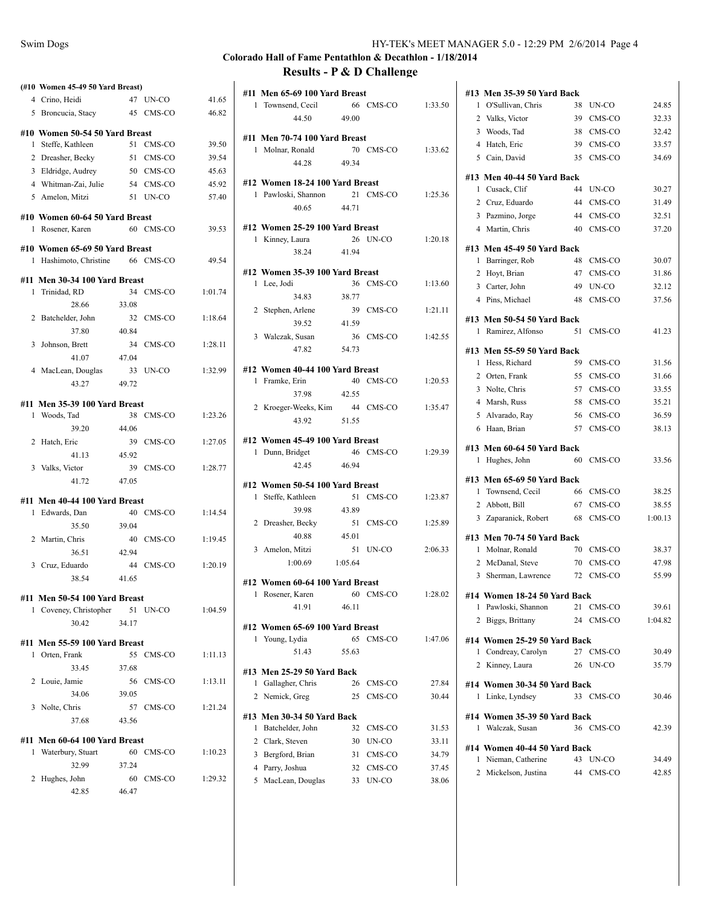## Colorado Hall of Fame Pentathlon & Decathlon - 1/18/2014

### Results - P & D Challenge

**(#10 Women 45-49 50 Yard Breast)**

| Place | Name | Age | Team | Time |
|---|---|---|---|---|
| 4 | Crino, Heidi | 47 | UN-CO | 41.65 |
| 5 | Broncucia, Stacy | 45 | CMS-CO | 46.82 |

**#10 Women 50-54 50 Yard Breast**

| Place | Name | Age | Team | Time |
|---|---|---|---|---|
| 1 | Steffe, Kathleen | 51 | CMS-CO | 39.50 |
| 2 | Dreasher, Becky | 51 | CMS-CO | 39.54 |
| 3 | Eldridge, Audrey | 50 | CMS-CO | 45.63 |
| 4 | Whitman-Zai, Julie | 54 | CMS-CO | 45.92 |
| 5 | Amelon, Mitzi | 51 | UN-CO | 57.40 |

**#10 Women 60-64 50 Yard Breast**

| Place | Name | Age | Team | Time |
|---|---|---|---|---|
| 1 | Rosener, Karen | 60 | CMS-CO | 39.53 |

**#10 Women 65-69 50 Yard Breast**

| Place | Name | Age | Team | Time |
|---|---|---|---|---|
| 1 | Hashimoto, Christine | 66 | CMS-CO | 49.54 |

**#11 Men 30-34 100 Yard Breast**

| Place | Name | Age | Team | Time |
|---|---|---|---|---|
| 1 | Trinidad, RD | 34 | CMS-CO | 1:01.74 |
| | 28.66 | 33.08 | | |
| 2 | Batchelder, John | 32 | CMS-CO | 1:18.64 |
| | 37.80 | 40.84 | | |
| 3 | Johnson, Brett | 34 | CMS-CO | 1:28.11 |
| | 41.07 | 47.04 | | |
| 4 | MacLean, Douglas | 33 | UN-CO | 1:32.99 |
| | 43.27 | 49.72 | | |

**#11 Men 35-39 100 Yard Breast**

| Place | Name | Age | Team | Time |
|---|---|---|---|---|
| 1 | Woods, Tad | 38 | CMS-CO | 1:23.26 |
| | 39.20 | 44.06 | | |
| 2 | Hatch, Eric | 39 | CMS-CO | 1:27.05 |
| | 41.13 | 45.92 | | |
| 3 | Valks, Victor | 39 | CMS-CO | 1:28.77 |
| | 41.72 | 47.05 | | |

**#11 Men 40-44 100 Yard Breast**

| Place | Name | Age | Team | Time |
|---|---|---|---|---|
| 1 | Edwards, Dan | 40 | CMS-CO | 1:14.54 |
| | 35.50 | 39.04 | | |
| 2 | Martin, Chris | 40 | CMS-CO | 1:19.45 |
| | 36.51 | 42.94 | | |
| 3 | Cruz, Eduardo | 44 | CMS-CO | 1:20.19 |
| | 38.54 | 41.65 | | |

**#11 Men 50-54 100 Yard Breast**

| Place | Name | Age | Team | Time |
|---|---|---|---|---|
| 1 | Coveney, Christopher | 51 | UN-CO | 1:04.59 |
| | 30.42 | 34.17 | | |

**#11 Men 55-59 100 Yard Breast**

| Place | Name | Age | Team | Time |
|---|---|---|---|---|
| 1 | Orten, Frank | 55 | CMS-CO | 1:11.13 |
| | 33.45 | 37.68 | | |
| 2 | Louie, Jamie | 56 | CMS-CO | 1:13.11 |
| | 34.06 | 39.05 | | |
| 3 | Nolte, Chris | 57 | CMS-CO | 1:21.24 |
| | 37.68 | 43.56 | | |

**#11 Men 60-64 100 Yard Breast**

| Place | Name | Age | Team | Time |
|---|---|---|---|---|
| 1 | Waterbury, Stuart | 60 | CMS-CO | 1:10.23 |
| | 32.99 | 37.24 | | |
| 2 | Hughes, John | 60 | CMS-CO | 1:29.32 |
| | 42.85 | 46.47 | | |

**#11 Men 65-69 100 Yard Breast**

| Place | Name | Age | Team | Time |
|---|---|---|---|---|
| 1 | Townsend, Cecil | 66 | CMS-CO | 1:33.50 |
| | 44.50 | 49.00 | | |

**#11 Men 70-74 100 Yard Breast**

| Place | Name | Age | Team | Time |
|---|---|---|---|---|
| 1 | Molnar, Ronald | 70 | CMS-CO | 1:33.62 |
| | 44.28 | 49.34 | | |

**#12 Women 18-24 100 Yard Breast**

| Place | Name | Age | Team | Time |
|---|---|---|---|---|
| 1 | Pawloski, Shannon | 21 | CMS-CO | 1:25.36 |
| | 40.65 | 44.71 | | |

**#12 Women 25-29 100 Yard Breast**

| Place | Name | Age | Team | Time |
|---|---|---|---|---|
| 1 | Kinney, Laura | 26 | UN-CO | 1:20.18 |
| | 38.24 | 41.94 | | |

**#12 Women 35-39 100 Yard Breast**

| Place | Name | Age | Team | Time |
|---|---|---|---|---|
| 1 | Lee, Jodi | 36 | CMS-CO | 1:13.60 |
| | 34.83 | 38.77 | | |
| 2 | Stephen, Arlene | 39 | CMS-CO | 1:21.11 |
| | 39.52 | 41.59 | | |
| 3 | Walczak, Susan | 36 | CMS-CO | 1:42.55 |
| | 47.82 | 54.73 | | |

**#12 Women 40-44 100 Yard Breast**

| Place | Name | Age | Team | Time |
|---|---|---|---|---|
| 1 | Framke, Erin | 40 | CMS-CO | 1:20.53 |
| | 37.98 | 42.55 | | |
| 2 | Kroeger-Weeks, Kim | 44 | CMS-CO | 1:35.47 |
| | 43.92 | 51.55 | | |

**#12 Women 45-49 100 Yard Breast**

| Place | Name | Age | Team | Time |
|---|---|---|---|---|
| 1 | Dunn, Bridget | 46 | CMS-CO | 1:29.39 |
| | 42.45 | 46.94 | | |

**#12 Women 50-54 100 Yard Breast**

| Place | Name | Age | Team | Time |
|---|---|---|---|---|
| 1 | Steffe, Kathleen | 51 | CMS-CO | 1:23.87 |
| | 39.98 | 43.89 | | |
| 2 | Dreasher, Becky | 51 | CMS-CO | 1:25.89 |
| | 40.88 | 45.01 | | |
| 3 | Amelon, Mitzi | 51 | UN-CO | 2:06.33 |
| | 1:00.69 | 1:05.64 | | |

**#12 Women 60-64 100 Yard Breast**

| Place | Name | Age | Team | Time |
|---|---|---|---|---|
| 1 | Rosener, Karen | 60 | CMS-CO | 1:28.02 |
| | 41.91 | 46.11 | | |

**#12 Women 65-69 100 Yard Breast**

| Place | Name | Age | Team | Time |
|---|---|---|---|---|
| 1 | Young, Lydia | 65 | CMS-CO | 1:47.06 |
| | 51.43 | 55.63 | | |

**#13 Men 25-29 50 Yard Back**

| Place | Name | Age | Team | Time |
|---|---|---|---|---|
| 1 | Gallagher, Chris | 26 | CMS-CO | 27.84 |
| 2 | Nemick, Greg | 25 | CMS-CO | 30.44 |

**#13 Men 30-34 50 Yard Back**

| Place | Name | Age | Team | Time |
|---|---|---|---|---|
| 1 | Batchelder, John | 32 | CMS-CO | 31.53 |
| 2 | Clark, Steven | 30 | UN-CO | 33.11 |
| 3 | Bergford, Brian | 31 | CMS-CO | 34.79 |
| 4 | Parry, Joshua | 32 | CMS-CO | 37.45 |
| 5 | MacLean, Douglas | 33 | UN-CO | 38.06 |

**#13 Men 35-39 50 Yard Back**

| Place | Name | Age | Team | Time |
|---|---|---|---|---|
| 1 | O'Sullivan, Chris | 38 | UN-CO | 24.85 |
| 2 | Valks, Victor | 39 | CMS-CO | 32.33 |
| 3 | Woods, Tad | 38 | CMS-CO | 32.42 |
| 4 | Hatch, Eric | 39 | CMS-CO | 33.57 |
| 5 | Cain, David | 35 | CMS-CO | 34.69 |

**#13 Men 40-44 50 Yard Back**

| Place | Name | Age | Team | Time |
|---|---|---|---|---|
| 1 | Cusack, Clif | 44 | UN-CO | 30.27 |
| 2 | Cruz, Eduardo | 44 | CMS-CO | 31.49 |
| 3 | Pazmino, Jorge | 44 | CMS-CO | 32.51 |
| 4 | Martin, Chris | 40 | CMS-CO | 37.20 |

**#13 Men 45-49 50 Yard Back**

| Place | Name | Age | Team | Time |
|---|---|---|---|---|
| 1 | Barringer, Rob | 48 | CMS-CO | 30.07 |
| 2 | Hoyt, Brian | 47 | CMS-CO | 31.86 |
| 3 | Carter, John | 49 | UN-CO | 32.12 |
| 4 | Pins, Michael | 48 | CMS-CO | 37.56 |

**#13 Men 50-54 50 Yard Back**

| Place | Name | Age | Team | Time |
|---|---|---|---|---|
| 1 | Ramirez, Alfonso | 51 | CMS-CO | 41.23 |

**#13 Men 55-59 50 Yard Back**

| Place | Name | Age | Team | Time |
|---|---|---|---|---|
| 1 | Hess, Richard | 59 | CMS-CO | 31.56 |
| 2 | Orten, Frank | 55 | CMS-CO | 31.66 |
| 3 | Nolte, Chris | 57 | CMS-CO | 33.55 |
| 4 | Marsh, Russ | 58 | CMS-CO | 35.21 |
| 5 | Alvarado, Ray | 56 | CMS-CO | 36.59 |
| 6 | Haan, Brian | 57 | CMS-CO | 38.13 |

**#13 Men 60-64 50 Yard Back**

| Place | Name | Age | Team | Time |
|---|---|---|---|---|
| 1 | Hughes, John | 60 | CMS-CO | 33.56 |

**#13 Men 65-69 50 Yard Back**

| Place | Name | Age | Team | Time |
|---|---|---|---|---|
| 1 | Townsend, Cecil | 66 | CMS-CO | 38.25 |
| 2 | Abbott, Bill | 67 | CMS-CO | 38.55 |
| 3 | Zaparanick, Robert | 68 | CMS-CO | 1:00.13 |

**#13 Men 70-74 50 Yard Back**

| Place | Name | Age | Team | Time |
|---|---|---|---|---|
| 1 | Molnar, Ronald | 70 | CMS-CO | 38.37 |
| 2 | McDanal, Steve | 70 | CMS-CO | 47.98 |
| 3 | Sherman, Lawrence | 72 | CMS-CO | 55.99 |

**#14 Women 18-24 50 Yard Back**

| Place | Name | Age | Team | Time |
|---|---|---|---|---|
| 1 | Pawloski, Shannon | 21 | CMS-CO | 39.61 |
| 2 | Biggs, Brittany | 24 | CMS-CO | 1:04.82 |

**#14 Women 25-29 50 Yard Back**

| Place | Name | Age | Team | Time |
|---|---|---|---|---|
| 1 | Condreay, Carolyn | 27 | CMS-CO | 30.49 |
| 2 | Kinney, Laura | 26 | UN-CO | 35.79 |

**#14 Women 30-34 50 Yard Back**

| Place | Name | Age | Team | Time |
|---|---|---|---|---|
| 1 | Linke, Lyndsey | 33 | CMS-CO | 30.46 |

**#14 Women 35-39 50 Yard Back**

| Place | Name | Age | Team | Time |
|---|---|---|---|---|
| 1 | Walczak, Susan | 36 | CMS-CO | 42.39 |

**#14 Women 40-44 50 Yard Back**

| Place | Name | Age | Team | Time |
|---|---|---|---|---|
| 1 | Nieman, Catherine | 43 | UN-CO | 34.49 |
| 2 | Mickelson, Justina | 44 | CMS-CO | 42.85 |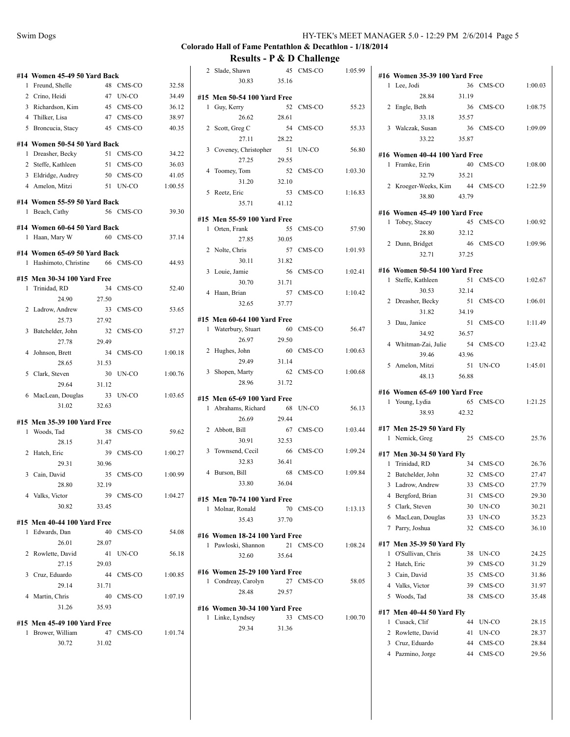## Colorado Hall of Fame Pentathlon & Decathlon - 1/18/2014

## Results - P & D Challenge

### #14 Women 45-49 50 Yard Back

| | Name | Age | Team | Time |
|---|---|---|---|---|
| 1 | Freund, Shelle | 48 | CMS-CO | 32.58 |
| 2 | Crino, Heidi | 47 | UN-CO | 34.49 |
| 3 | Richardson, Kim | 45 | CMS-CO | 36.12 |
| 4 | Thilker, Lisa | 47 | CMS-CO | 38.97 |
| 5 | Broncucia, Stacy | 45 | CMS-CO | 40.35 |

### #14 Women 50-54 50 Yard Back

| | Name | Age | Team | Time |
|---|---|---|---|---|
| 1 | Dreasher, Becky | 51 | CMS-CO | 34.22 |
| 2 | Steffe, Kathleen | 51 | CMS-CO | 36.03 |
| 3 | Eldridge, Audrey | 50 | CMS-CO | 41.05 |
| 4 | Amelon, Mitzi | 51 | UN-CO | 1:00.55 |

### #14 Women 55-59 50 Yard Back

| | Name | Age | Team | Time |
|---|---|---|---|---|
| 1 | Beach, Cathy | 56 | CMS-CO | 39.30 |

### #14 Women 60-64 50 Yard Back

| | Name | Age | Team | Time |
|---|---|---|---|---|
| 1 | Haan, Mary W | 60 | CMS-CO | 37.14 |

### #14 Women 65-69 50 Yard Back

| | Name | Age | Team | Time |
|---|---|---|---|---|
| 1 | Hashimoto, Christine | 66 | CMS-CO | 44.93 |

### #15 Men 30-34 100 Yard Free

| | Name | Age | Team | Time |
|---|---|---|---|---|
| 1 | Trinidad, RD | 34 | CMS-CO | 52.40 |
| | 24.90 | 27.50 | | |
| 2 | Ladrow, Andrew | 33 | CMS-CO | 53.65 |
| | 25.73 | 27.92 | | |
| 3 | Batchelder, John | 32 | CMS-CO | 57.27 |
| | 27.78 | 29.49 | | |
| 4 | Johnson, Brett | 34 | CMS-CO | 1:00.18 |
| | 28.65 | 31.53 | | |
| 5 | Clark, Steven | 30 | UN-CO | 1:00.76 |
| | 29.64 | 31.12 | | |
| 6 | MacLean, Douglas | 33 | UN-CO | 1:03.65 |
| | 31.02 | 32.63 | | |

### #15 Men 35-39 100 Yard Free

| | Name | Age | Team | Time |
|---|---|---|---|---|
| 1 | Woods, Tad | 38 | CMS-CO | 59.62 |
| | 28.15 | 31.47 | | |
| 2 | Hatch, Eric | 39 | CMS-CO | 1:00.27 |
| | 29.31 | 30.96 | | |
| 3 | Cain, David | 35 | CMS-CO | 1:00.99 |
| | 28.80 | 32.19 | | |
| 4 | Valks, Victor | 39 | CMS-CO | 1:04.27 |
| | 30.82 | 33.45 | | |

### #15 Men 40-44 100 Yard Free

| | Name | Age | Team | Time |
|---|---|---|---|---|
| 1 | Edwards, Dan | 40 | CMS-CO | 54.08 |
| | 26.01 | 28.07 | | |
| 2 | Rowlette, David | 41 | UN-CO | 56.18 |
| | 27.15 | 29.03 | | |
| 3 | Cruz, Eduardo | 44 | CMS-CO | 1:00.85 |
| | 29.14 | 31.71 | | |
| 4 | Martin, Chris | 40 | CMS-CO | 1:07.19 |
| | 31.26 | 35.93 | | |

### #15 Men 45-49 100 Yard Free

| | Name | Age | Team | Time |
|---|---|---|---|---|
| 1 | Brower, William | 47 | CMS-CO | 1:01.74 |
| | 30.72 | 31.02 | | |
| 2 | Slade, Shawn | 45 | CMS-CO | 1:05.99 |
| | 30.83 | 35.16 | | |

### #15 Men 50-54 100 Yard Free

| | Name | Age | Team | Time |
|---|---|---|---|---|
| 1 | Guy, Kerry | 52 | CMS-CO | 55.23 |
| | 26.62 | 28.61 | | |
| 2 | Scott, Greg C | 54 | CMS-CO | 55.33 |
| | 27.11 | 28.22 | | |
| 3 | Coveney, Christopher | 51 | UN-CO | 56.80 |
| | 27.25 | 29.55 | | |
| 4 | Toomey, Tom | 52 | CMS-CO | 1:03.30 |
| | 31.20 | 32.10 | | |
| 5 | Reetz, Eric | 53 | CMS-CO | 1:16.83 |
| | 35.71 | 41.12 | | |

### #15 Men 55-59 100 Yard Free

| | Name | Age | Team | Time |
|---|---|---|---|---|
| 1 | Orten, Frank | 55 | CMS-CO | 57.90 |
| | 27.85 | 30.05 | | |
| 2 | Nolte, Chris | 57 | CMS-CO | 1:01.93 |
| | 30.11 | 31.82 | | |
| 3 | Louie, Jamie | 56 | CMS-CO | 1:02.41 |
| | 30.70 | 31.71 | | |
| 4 | Haan, Brian | 57 | CMS-CO | 1:10.42 |
| | 32.65 | 37.77 | | |

### #15 Men 60-64 100 Yard Free

| | Name | Age | Team | Time |
|---|---|---|---|---|
| 1 | Waterbury, Stuart | 60 | CMS-CO | 56.47 |
| | 26.97 | 29.50 | | |
| 2 | Hughes, John | 60 | CMS-CO | 1:00.63 |
| | 29.49 | 31.14 | | |
| 3 | Shopen, Marty | 62 | CMS-CO | 1:00.68 |
| | 28.96 | 31.72 | | |

### #15 Men 65-69 100 Yard Free

| | Name | Age | Team | Time |
|---|---|---|---|---|
| 1 | Abrahams, Richard | 68 | UN-CO | 56.13 |
| | 26.69 | 29.44 | | |
| 2 | Abbott, Bill | 67 | CMS-CO | 1:03.44 |
| | 30.91 | 32.53 | | |
| 3 | Townsend, Cecil | 66 | CMS-CO | 1:09.24 |
| | 32.83 | 36.41 | | |
| 4 | Burson, Bill | 68 | CMS-CO | 1:09.84 |
| | 33.80 | 36.04 | | |

### #15 Men 70-74 100 Yard Free

| | Name | Age | Team | Time |
|---|---|---|---|---|
| 1 | Molnar, Ronald | 70 | CMS-CO | 1:13.13 |
| | 35.43 | 37.70 | | |

### #16 Women 18-24 100 Yard Free

| | Name | Age | Team | Time |
|---|---|---|---|---|
| 1 | Pawloski, Shannon | 21 | CMS-CO | 1:08.24 |
| | 32.60 | 35.64 | | |

### #16 Women 25-29 100 Yard Free

| | Name | Age | Team | Time |
|---|---|---|---|---|
| 1 | Condreay, Carolyn | 27 | CMS-CO | 58.05 |
| | 28.48 | 29.57 | | |

### #16 Women 30-34 100 Yard Free

| | Name | Age | Team | Time |
|---|---|---|---|---|
| 1 | Linke, Lyndsey | 33 | CMS-CO | 1:00.70 |
| | 29.34 | 31.36 | | |

### #16 Women 35-39 100 Yard Free

| | Name | Age | Team | Time |
|---|---|---|---|---|
| 1 | Lee, Jodi | 36 | CMS-CO | 1:00.03 |
| | 28.84 | 31.19 | | |
| 2 | Engle, Beth | 36 | CMS-CO | 1:08.75 |
| | 33.18 | 35.57 | | |
| 3 | Walczak, Susan | 36 | CMS-CO | 1:09.09 |
| | 33.22 | 35.87 | | |

### #16 Women 40-44 100 Yard Free

| | Name | Age | Team | Time |
|---|---|---|---|---|
| 1 | Framke, Erin | 40 | CMS-CO | 1:08.00 |
| | 32.79 | 35.21 | | |
| 2 | Kroeger-Weeks, Kim | 44 | CMS-CO | 1:22.59 |
| | 38.80 | 43.79 | | |

### #16 Women 45-49 100 Yard Free

| | Name | Age | Team | Time |
|---|---|---|---|---|
| 1 | Tobey, Stacey | 45 | CMS-CO | 1:00.92 |
| | 28.80 | 32.12 | | |
| 2 | Dunn, Bridget | 46 | CMS-CO | 1:09.96 |
| | 32.71 | 37.25 | | |

### #16 Women 50-54 100 Yard Free

| | Name | Age | Team | Time |
|---|---|---|---|---|
| 1 | Steffe, Kathleen | 51 | CMS-CO | 1:02.67 |
| | 30.53 | 32.14 | | |
| 2 | Dreasher, Becky | 51 | CMS-CO | 1:06.01 |
| | 31.82 | 34.19 | | |
| 3 | Dau, Janice | 51 | CMS-CO | 1:11.49 |
| | 34.92 | 36.57 | | |
| 4 | Whitman-Zai, Julie | 54 | CMS-CO | 1:23.42 |
| | 39.46 | 43.96 | | |
| 5 | Amelon, Mitzi | 51 | UN-CO | 1:45.01 |
| | 48.13 | 56.88 | | |

### #16 Women 65-69 100 Yard Free

| | Name | Age | Team | Time |
|---|---|---|---|---|
| 1 | Young, Lydia | 65 | CMS-CO | 1:21.25 |
| | 38.93 | 42.32 | | |

### #17 Men 25-29 50 Yard Fly

| | Name | Age | Team | Time |
|---|---|---|---|---|
| 1 | Nemick, Greg | 25 | CMS-CO | 25.76 |

### #17 Men 30-34 50 Yard Fly

| | Name | Age | Team | Time |
|---|---|---|---|---|
| 1 | Trinidad, RD | 34 | CMS-CO | 26.76 |
| 2 | Batchelder, John | 32 | CMS-CO | 27.47 |
| 3 | Ladrow, Andrew | 33 | CMS-CO | 27.79 |
| 4 | Bergford, Brian | 31 | CMS-CO | 29.30 |
| 5 | Clark, Steven | 30 | UN-CO | 30.21 |
| 6 | MacLean, Douglas | 33 | UN-CO | 35.23 |
| 7 | Parry, Joshua | 32 | CMS-CO | 36.10 |

### #17 Men 35-39 50 Yard Fly

| | Name | Age | Team | Time |
|---|---|---|---|---|
| 1 | O'Sullivan, Chris | 38 | UN-CO | 24.25 |
| 2 | Hatch, Eric | 39 | CMS-CO | 31.29 |
| 3 | Cain, David | 35 | CMS-CO | 31.86 |
| 4 | Valks, Victor | 39 | CMS-CO | 31.97 |
| 5 | Woods, Tad | 38 | CMS-CO | 35.48 |

### #17 Men 40-44 50 Yard Fly

| | Name | Age | Team | Time |
|---|---|---|---|---|
| 1 | Cusack, Clif | 44 | UN-CO | 28.15 |
| 2 | Rowlette, David | 41 | UN-CO | 28.37 |
| 3 | Cruz, Eduardo | 44 | CMS-CO | 28.84 |
| 4 | Pazmino, Jorge | 44 | CMS-CO | 29.56 |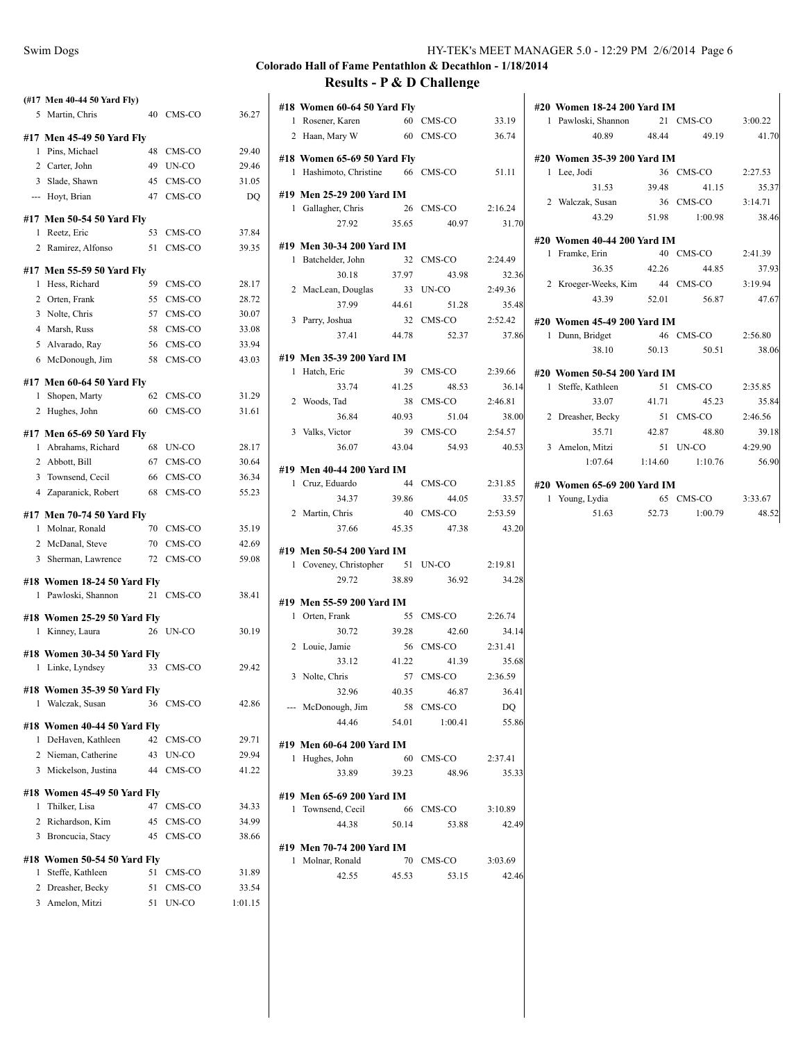# Colorado Hall of Fame Pentathlon & Decathlon - 1/18/2014

## Results - P & D Challenge

### (#17 Men 40-44 50 Yard Fly)

| | | | | |
|---|---|---|---|---|
| 5 | Martin, Chris | 40 | CMS-CO | 36.27 |

### #17 Men 45-49 50 Yard Fly

| | | | | |
|---|---|---|---|---|
| 1 | Pins, Michael | 48 | CMS-CO | 29.40 |
| 2 | Carter, John | 49 | UN-CO | 29.46 |
| 3 | Slade, Shawn | 45 | CMS-CO | 31.05 |
| --- | Hoyt, Brian | 47 | CMS-CO | DQ |

### #17 Men 50-54 50 Yard Fly

| | | | | |
|---|---|---|---|---|
| 1 | Reetz, Eric | 53 | CMS-CO | 37.84 |
| 2 | Ramirez, Alfonso | 51 | CMS-CO | 39.35 |

### #17 Men 55-59 50 Yard Fly

| | | | | |
|---|---|---|---|---|
| 1 | Hess, Richard | 59 | CMS-CO | 28.17 |
| 2 | Orten, Frank | 55 | CMS-CO | 28.72 |
| 3 | Nolte, Chris | 57 | CMS-CO | 30.07 |
| 4 | Marsh, Russ | 58 | CMS-CO | 33.08 |
| 5 | Alvarado, Ray | 56 | CMS-CO | 33.94 |
| 6 | McDonough, Jim | 58 | CMS-CO | 43.03 |

### #17 Men 60-64 50 Yard Fly

| | | | | |
|---|---|---|---|---|
| 1 | Shopen, Marty | 62 | CMS-CO | 31.29 |
| 2 | Hughes, John | 60 | CMS-CO | 31.61 |

### #17 Men 65-69 50 Yard Fly

| | | | | |
|---|---|---|---|---|
| 1 | Abrahams, Richard | 68 | UN-CO | 28.17 |
| 2 | Abbott, Bill | 67 | CMS-CO | 30.64 |
| 3 | Townsend, Cecil | 66 | CMS-CO | 36.34 |
| 4 | Zaparanick, Robert | 68 | CMS-CO | 55.23 |

### #17 Men 70-74 50 Yard Fly

| | | | | |
|---|---|---|---|---|
| 1 | Molnar, Ronald | 70 | CMS-CO | 35.19 |
| 2 | McDanal, Steve | 70 | CMS-CO | 42.69 |
| 3 | Sherman, Lawrence | 72 | CMS-CO | 59.08 |

### #18 Women 18-24 50 Yard Fly

| | | | | |
|---|---|---|---|---|
| 1 | Pawloski, Shannon | 21 | CMS-CO | 38.41 |

### #18 Women 25-29 50 Yard Fly

| | | | | |
|---|---|---|---|---|
| 1 | Kinney, Laura | 26 | UN-CO | 30.19 |

### #18 Women 30-34 50 Yard Fly

| | | | | |
|---|---|---|---|---|
| 1 | Linke, Lyndsey | 33 | CMS-CO | 29.42 |

### #18 Women 35-39 50 Yard Fly

| | | | | |
|---|---|---|---|---|
| 1 | Walczak, Susan | 36 | CMS-CO | 42.86 |

### #18 Women 40-44 50 Yard Fly

| | | | | |
|---|---|---|---|---|
| 1 | DeHaven, Kathleen | 42 | CMS-CO | 29.71 |
| 2 | Nieman, Catherine | 43 | UN-CO | 29.94 |
| 3 | Mickelson, Justina | 44 | CMS-CO | 41.22 |

### #18 Women 45-49 50 Yard Fly

| | | | | |
|---|---|---|---|---|
| 1 | Thilker, Lisa | 47 | CMS-CO | 34.33 |
| 2 | Richardson, Kim | 45 | CMS-CO | 34.99 |
| 3 | Broncucia, Stacy | 45 | CMS-CO | 38.66 |

### #18 Women 50-54 50 Yard Fly

| | | | | |
|---|---|---|---|---|
| 1 | Steffe, Kathleen | 51 | CMS-CO | 31.89 |
| 2 | Dreasher, Becky | 51 | CMS-CO | 33.54 |
| 3 | Amelon, Mitzi | 51 | UN-CO | 1:01.15 |

### #18 Women 60-64 50 Yard Fly

| | | | | |
|---|---|---|---|---|
| 1 | Rosener, Karen | 60 | CMS-CO | 33.19 |
| 2 | Haan, Mary W | 60 | CMS-CO | 36.74 |

### #18 Women 65-69 50 Yard Fly

| | | | | |
|---|---|---|---|---|
| 1 | Hashimoto, Christine | 66 | CMS-CO | 51.11 |

### #19 Men 25-29 200 Yard IM

| | | | | |
|---|---|---|---|---|
| 1 | Gallagher, Chris | 26 | CMS-CO | 2:16.24 |
| | 27.92 | 35.65 | 40.97 | 31.70 |

### #19 Men 30-34 200 Yard IM

| | | | | |
|---|---|---|---|---|
| 1 | Batchelder, John | 32 | CMS-CO | 2:24.49 |
| | 30.18 | 37.97 | 43.98 | 32.36 |
| 2 | MacLean, Douglas | 33 | UN-CO | 2:49.36 |
| | 37.99 | 44.61 | 51.28 | 35.48 |
| 3 | Parry, Joshua | 32 | CMS-CO | 2:52.42 |
| | 37.41 | 44.78 | 52.37 | 37.86 |

### #19 Men 35-39 200 Yard IM

| | | | | |
|---|---|---|---|---|
| 1 | Hatch, Eric | 39 | CMS-CO | 2:39.66 |
| | 33.74 | 41.25 | 48.53 | 36.14 |
| 2 | Woods, Tad | 38 | CMS-CO | 2:46.81 |
| | 36.84 | 40.93 | 51.04 | 38.00 |
| 3 | Valks, Victor | 39 | CMS-CO | 2:54.57 |
| | 36.07 | 43.04 | 54.93 | 40.53 |

### #19 Men 40-44 200 Yard IM

| | | | | |
|---|---|---|---|---|
| 1 | Cruz, Eduardo | 44 | CMS-CO | 2:31.85 |
| | 34.37 | 39.86 | 44.05 | 33.57 |
| 2 | Martin, Chris | 40 | CMS-CO | 2:53.59 |
| | 37.66 | 45.35 | 47.38 | 43.20 |

### #19 Men 50-54 200 Yard IM

| | | | | |
|---|---|---|---|---|
| 1 | Coveney, Christopher | 51 | UN-CO | 2:19.81 |
| | 29.72 | 38.89 | 36.92 | 34.28 |

### #19 Men 55-59 200 Yard IM

| | | | | |
|---|---|---|---|---|
| 1 | Orten, Frank | 55 | CMS-CO | 2:26.74 |
| | 30.72 | 39.28 | 42.60 | 34.14 |
| 2 | Louie, Jamie | 56 | CMS-CO | 2:31.41 |
| | 33.12 | 41.22 | 41.39 | 35.68 |
| 3 | Nolte, Chris | 57 | CMS-CO | 2:36.59 |
| | 32.96 | 40.35 | 46.87 | 36.41 |
| --- | McDonough, Jim | 58 | CMS-CO | DQ |
| | 44.46 | 54.01 | 1:00.41 | 55.86 |

### #19 Men 60-64 200 Yard IM

| | | | | |
|---|---|---|---|---|
| 1 | Hughes, John | 60 | CMS-CO | 2:37.41 |
| | 33.89 | 39.23 | 48.96 | 35.33 |

### #19 Men 65-69 200 Yard IM

| | | | | |
|---|---|---|---|---|
| 1 | Townsend, Cecil | 66 | CMS-CO | 3:10.89 |
| | 44.38 | 50.14 | 53.88 | 42.49 |

### #19 Men 70-74 200 Yard IM

| | | | | |
|---|---|---|---|---|
| 1 | Molnar, Ronald | 70 | CMS-CO | 3:03.69 |
| | 42.55 | 45.53 | 53.15 | 42.46 |

### #20 Women 18-24 200 Yard IM

| | | | | |
|---|---|---|---|---|
| 1 | Pawloski, Shannon | 21 | CMS-CO | 3:00.22 |
| | 40.89 | 48.44 | 49.19 | 41.70 |

### #20 Women 35-39 200 Yard IM

| | | | | |
|---|---|---|---|---|
| 1 | Lee, Jodi | 36 | CMS-CO | 2:27.53 |
| | 31.53 | 39.48 | 41.15 | 35.37 |
| 2 | Walczak, Susan | 36 | CMS-CO | 3:14.71 |
| | 43.29 | 51.98 | 1:00.98 | 38.46 |

### #20 Women 40-44 200 Yard IM

| | | | | |
|---|---|---|---|---|
| 1 | Framke, Erin | 40 | CMS-CO | 2:41.39 |
| | 36.35 | 42.26 | 44.85 | 37.93 |
| 2 | Kroeger-Weeks, Kim | 44 | CMS-CO | 3:19.94 |
| | 43.39 | 52.01 | 56.87 | 47.67 |

### #20 Women 45-49 200 Yard IM

| | | | | |
|---|---|---|---|---|
| 1 | Dunn, Bridget | 46 | CMS-CO | 2:56.80 |
| | 38.10 | 50.13 | 50.51 | 38.06 |

### #20 Women 50-54 200 Yard IM

| | | | | |
|---|---|---|---|---|
| 1 | Steffe, Kathleen | 51 | CMS-CO | 2:35.85 |
| | 33.07 | 41.71 | 45.23 | 35.84 |
| 2 | Dreasher, Becky | 51 | CMS-CO | 2:46.56 |
| | 35.71 | 42.87 | 48.80 | 39.18 |
| 3 | Amelon, Mitzi | 51 | UN-CO | 4:29.90 |
| | 1:07.64 | 1:14.60 | 1:10.76 | 56.90 |

### #20 Women 65-69 200 Yard IM

| | | | | |
|---|---|---|---|---|
| 1 | Young, Lydia | 65 | CMS-CO | 3:33.67 |
| | 51.63 | 52.73 | 1:00.79 | 48.52 |